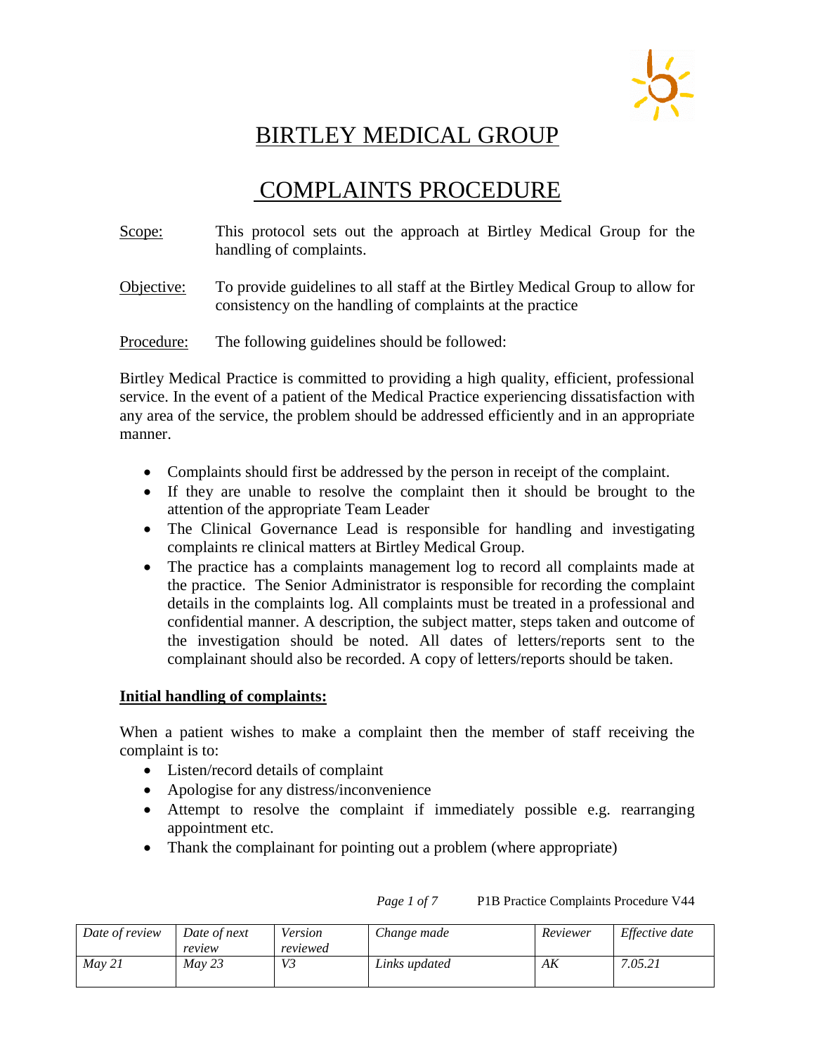# BIRTLEY MEDICAL GROUP

# COMPLAINTS PROCEDURE

Scope: This protocol sets out the approach at Birtley Medical Group for the handling of complaints.

Objective: To provide guidelines to all staff at the Birtley Medical Group to allow for consistency on the handling of complaints at the practice

Procedure: The following guidelines should be followed:

Birtley Medical Practice is committed to providing a high quality, efficient, professional service. In the event of a patient of the Medical Practice experiencing dissatisfaction with any area of the service, the problem should be addressed efficiently and in an appropriate manner.

- Complaints should first be addressed by the person in receipt of the complaint.
- If they are unable to resolve the complaint then it should be brought to the attention of the appropriate Team Leader
- The Clinical Governance Lead is responsible for handling and investigating complaints re clinical matters at Birtley Medical Group.
- The practice has a complaints management log to record all complaints made at the practice. The Senior Administrator is responsible for recording the complaint details in the complaints log. All complaints must be treated in a professional and confidential manner. A description, the subject matter, steps taken and outcome of the investigation should be noted. All dates of letters/reports sent to the complainant should also be recorded. A copy of letters/reports should be taken.

**Initial handling of complaints:**

When a patient wishes to make a complaint then the member of staff receiving the complaint is to:

- Listen/record details of complaint
- Apologise for any distress/inconvenience
- Attempt to resolve the complaint if immediately possible e.g. rearranging appointment etc.
- Thank the complainant for pointing out a problem (where appropriate)

P1B Practice Complaints Procedure V44

| *Date of review* | *Date of next review* | *Version reviewed* | *Change made* | *Reviewer* | *Effective date* |
|---|---|---|---|---|---|
| *May 21* | *May 23* | *V3* | *Links updated* | *AK* | *7.05.21* |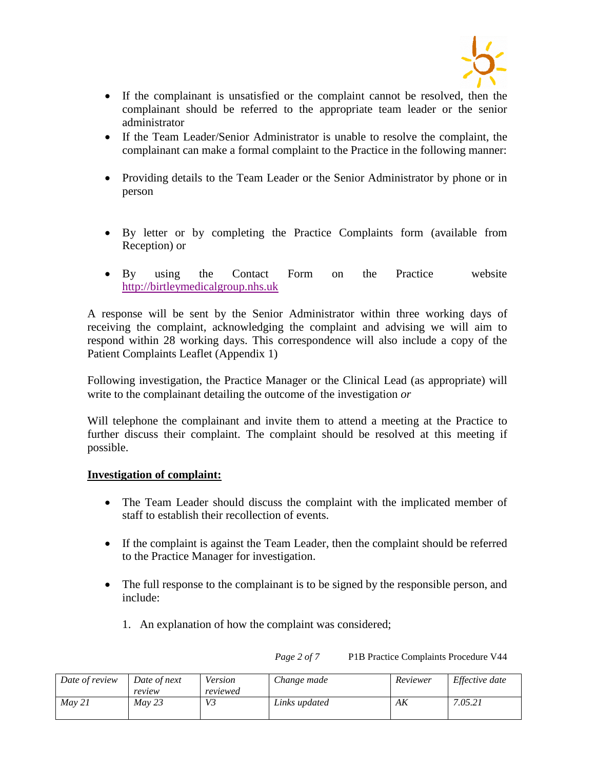- If the complainant is unsatisfied or the complaint cannot be resolved, then the complainant should be referred to the appropriate team leader or the senior administrator
- If the Team Leader/Senior Administrator is unable to resolve the complaint, the complainant can make a formal complaint to the Practice in the following manner:

- Providing details to the Team Leader or the Senior Administrator by phone or in person

- By letter or by completing the Practice Complaints form (available from Reception) or

- By using the Contact Form on the Practice website [http://birtleymedicalgroup.nhs.uk](http://birtleymedicalgroup.nhs.uk)

A response will be sent by the Senior Administrator within three working days of receiving the complaint, acknowledging the complaint and advising we will aim to respond within 28 working days. This correspondence will also include a copy of the Patient Complaints Leaflet (Appendix 1)

Following investigation, the Practice Manager or the Clinical Lead (as appropriate) will write to the complainant detailing the outcome of the investigation *or*

Will telephone the complainant and invite them to attend a meeting at the Practice to further discuss their complaint. The complaint should be resolved at this meeting if possible.

**Investigation of complaint:**

- The Team Leader should discuss the complaint with the implicated member of staff to establish their recollection of events.

- If the complaint is against the Team Leader, then the complaint should be referred to the Practice Manager for investigation.

- The full response to the complainant is to be signed by the responsible person, and include:

    1. An explanation of how the complaint was considered;

| *Date of review* | *Date of next review* | *Version reviewed* | *Change made* | *Reviewer* | *Effective date* |
| --- | --- | --- | --- | --- | --- |
| *May 21* | *May 23* | *V3* | *Links updated* | *AK* | *7.05.21* |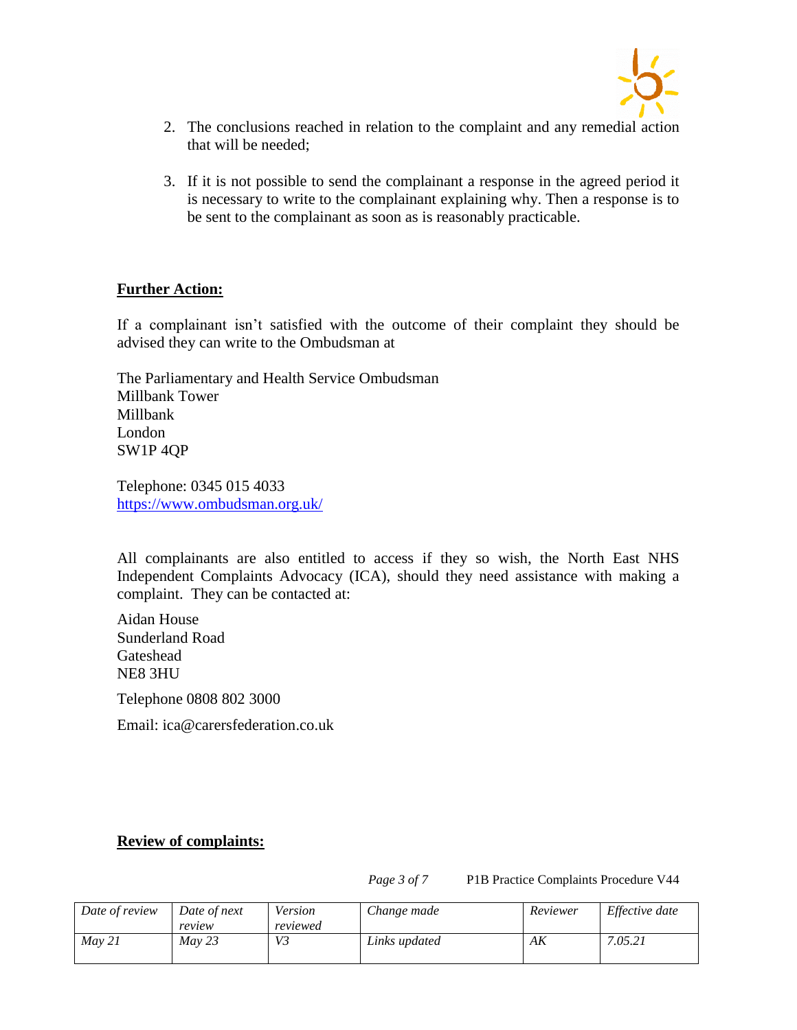2. The conclusions reached in relation to the complaint and any remedial action that will be needed;

3. If it is not possible to send the complainant a response in the agreed period it is necessary to write to the complainant explaining why. Then a response is to be sent to the complainant as soon as is reasonably practicable.

**Further Action:**

If a complainant isn't satisfied with the outcome of their complaint they should be advised they can write to the Ombudsman at

The Parliamentary and Health Service Ombudsman
Millbank Tower
Millbank
London
SW1P 4QP

Telephone: 0345 015 4033
https://www.ombudsman.org.uk/

All complainants are also entitled to access if they so wish, the North East NHS Independent Complaints Advocacy (ICA), should they need assistance with making a complaint. They can be contacted at:

Aidan House
Sunderland Road
Gateshead
NE8 3HU

Telephone 0808 802 3000

Email: ica@carersfederation.co.uk

**Review of complaints:**

P1B Practice Complaints Procedure V44

| *Date of review* | *Date of next review* | *Version reviewed* | *Change made* | *Reviewer* | *Effective date* |
|---|---|---|---|---|---|
| *May 21* | *May 23* | *V3* | *Links updated* | *AK* | *7.05.21* |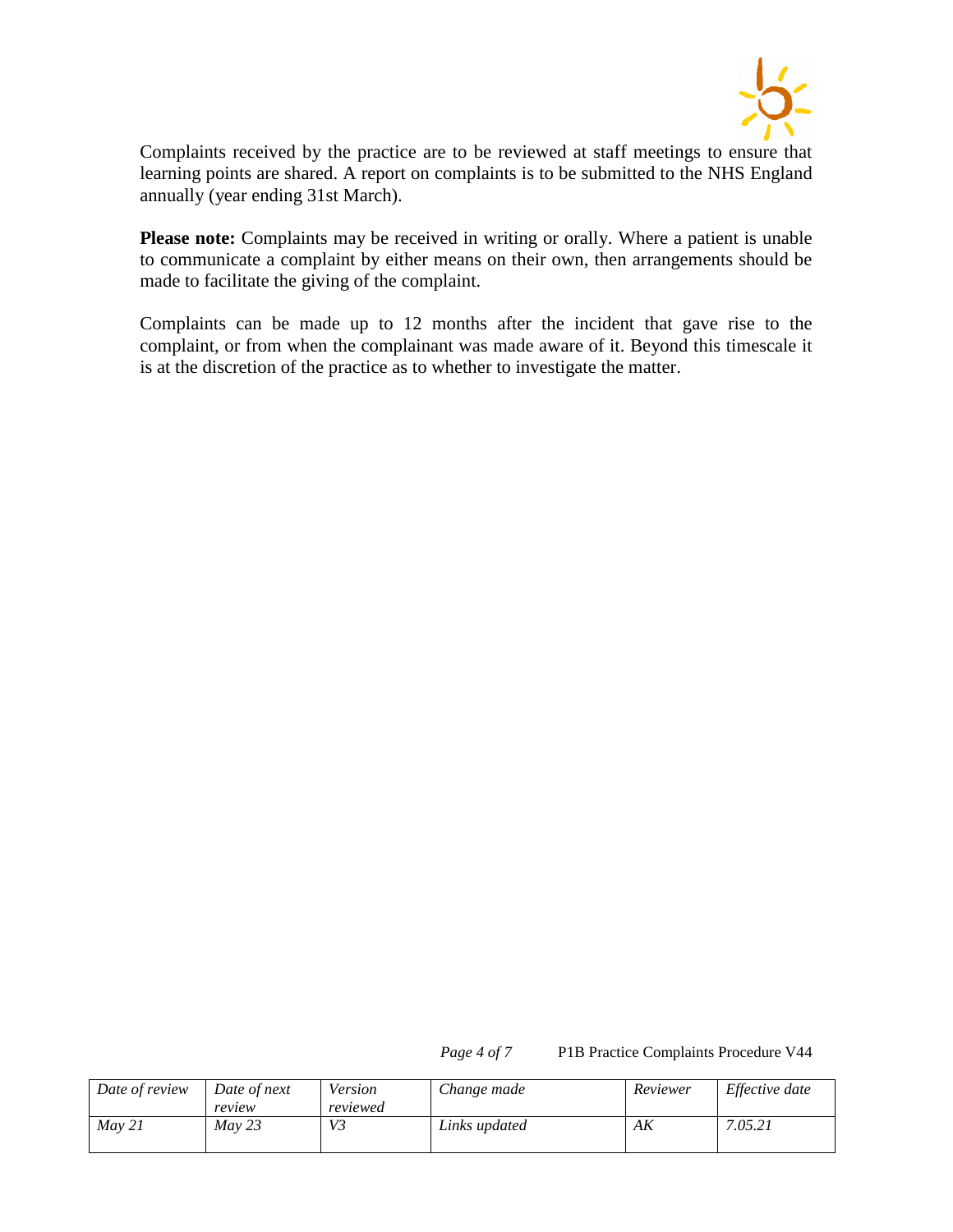Complaints received by the practice are to be reviewed at staff meetings to ensure that learning points are shared. A report on complaints is to be submitted to the NHS England annually (year ending 31st March).

**Please note:** Complaints may be received in writing or orally. Where a patient is unable to communicate a complaint by either means on their own, then arrangements should be made to facilitate the giving of the complaint.

Complaints can be made up to 12 months after the incident that gave rise to the complaint, or from when the complainant was made aware of it. Beyond this timescale it is at the discretion of the practice as to whether to investigate the matter.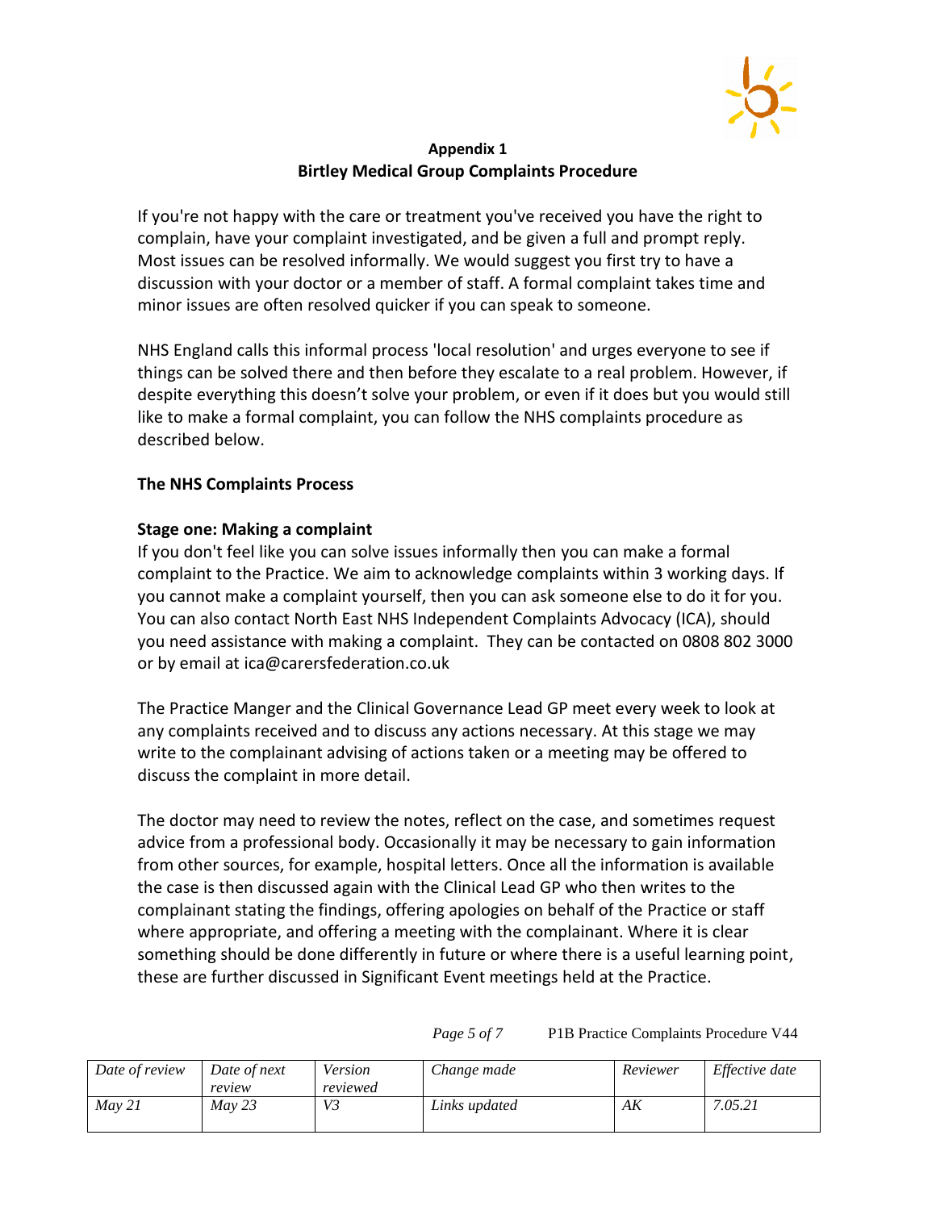**Appendix 1**
**Birtley Medical Group Complaints Procedure**

If you're not happy with the care or treatment you've received you have the right to complain, have your complaint investigated, and be given a full and prompt reply. Most issues can be resolved informally. We would suggest you first try to have a discussion with your doctor or a member of staff. A formal complaint takes time and minor issues are often resolved quicker if you can speak to someone.

NHS England calls this informal process 'local resolution' and urges everyone to see if things can be solved there and then before they escalate to a real problem. However, if despite everything this doesn't solve your problem, or even if it does but you would still like to make a formal complaint, you can follow the NHS complaints procedure as described below.

## The NHS Complaints Process

### Stage one: Making a complaint

If you don't feel like you can solve issues informally then you can make a formal complaint to the Practice. We aim to acknowledge complaints within 3 working days. If you cannot make a complaint yourself, then you can ask someone else to do it for you. You can also contact North East NHS Independent Complaints Advocacy (ICA), should you need assistance with making a complaint. They can be contacted on 0808 802 3000 or by email at ica@carersfederation.co.uk

The Practice Manger and the Clinical Governance Lead GP meet every week to look at any complaints received and to discuss any actions necessary. At this stage we may write to the complainant advising of actions taken or a meeting may be offered to discuss the complaint in more detail.

The doctor may need to review the notes, reflect on the case, and sometimes request advice from a professional body. Occasionally it may be necessary to gain information from other sources, for example, hospital letters. Once all the information is available the case is then discussed again with the Clinical Lead GP who then writes to the complainant stating the findings, offering apologies on behalf of the Practice or staff where appropriate, and offering a meeting with the complainant. Where it is clear something should be done differently in future or where there is a useful learning point, these are further discussed in Significant Event meetings held at the Practice.

P1B Practice Complaints Procedure V44

| Date of review | Date of next review | Version reviewed | Change made | Reviewer | Effective date |
|---|---|---|---|---|---|
| May 21 | May 23 | V3 | Links updated | AK | 7.05.21 |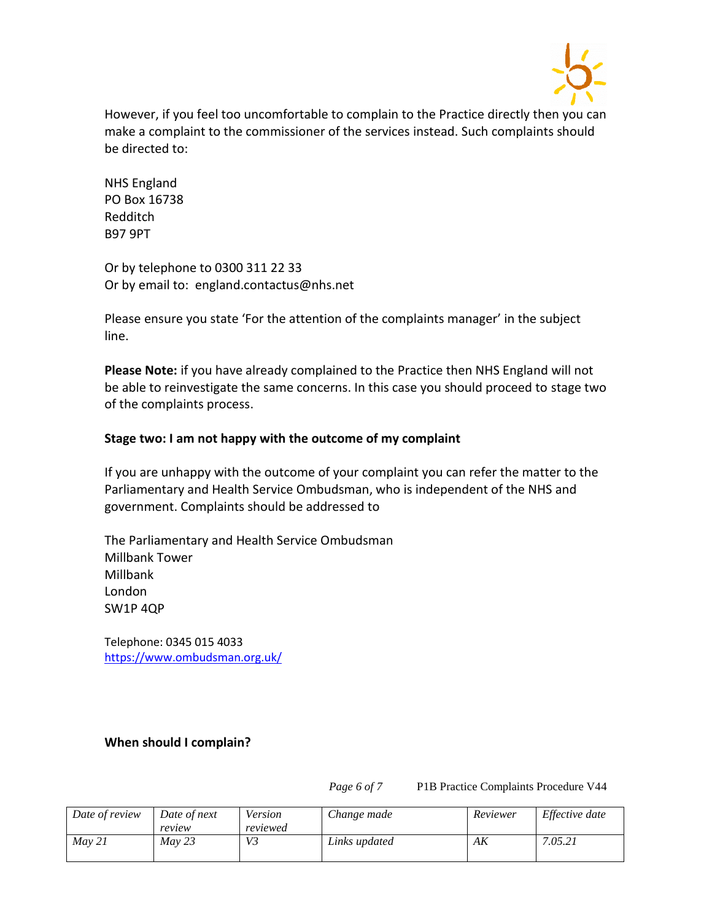However, if you feel too uncomfortable to complain to the Practice directly then you can make a complaint to the commissioner of the services instead. Such complaints should be directed to:

NHS England  
PO Box 16738  
Redditch  
B97 9PT

Or by telephone to 0300 311 22 33  
Or by email to: england.contactus@nhs.net

Please ensure you state 'For the attention of the complaints manager' in the subject line.

**Please Note:** if you have already complained to the Practice then NHS England will not be able to reinvestigate the same concerns. In this case you should proceed to stage two of the complaints process.

**Stage two: I am not happy with the outcome of my complaint**

If you are unhappy with the outcome of your complaint you can refer the matter to the Parliamentary and Health Service Ombudsman, who is independent of the NHS and government. Complaints should be addressed to

The Parliamentary and Health Service Ombudsman  
Millbank Tower  
Millbank  
London  
SW1P 4QP

Telephone: 0345 015 4033  
https://www.ombudsman.org.uk/

**When should I complain?**

| *Date of review* | *Date of next review* | *Version reviewed* | *Change made* | *Reviewer* | *Effective date* |
|---|---|---|---|---|---|
| *May 21* | *May 23* | *V3* | *Links updated* | *AK* | *7.05.21* |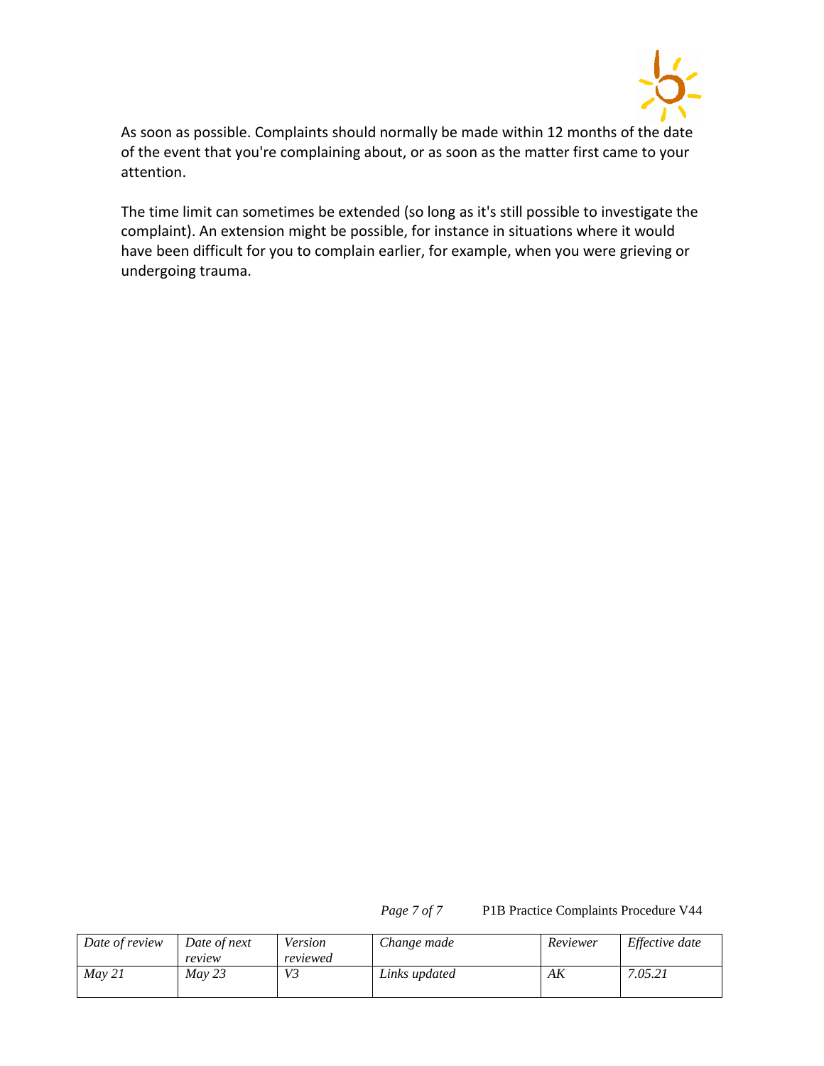As soon as possible. Complaints should normally be made within 12 months of the date of the event that you're complaining about, or as soon as the matter first came to your attention.

The time limit can sometimes be extended (so long as it's still possible to investigate the complaint). An extension might be possible, for instance in situations where it would have been difficult for you to complain earlier, for example, when you were grieving or undergoing trauma.

| *Date of review* | *Date of next review* | *Version reviewed* | *Change made* | *Reviewer* | *Effective date* |
|---|---|---|---|---|---|
| *May 21* | *May 23* | *V3* | *Links updated* | *AK* | *7.05.21* |